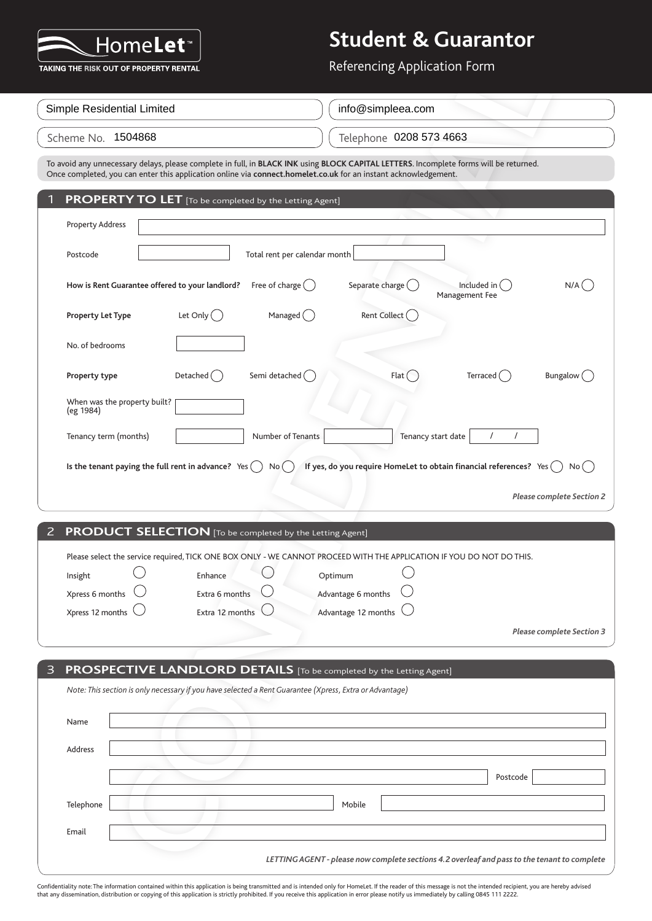HomeLet™

TAKING THE RISK OUT OF PROPERTY RENTAL

# Student & Guarantor

Referencing Application Form

Simple Residential Limited

info@simpleea.com

Scheme No. 1504868

Telephone 0208 573 4663

To avoid any unnecessary delays, please complete in full, in **BLACK INK** using **BLOCK CAPITAL LETTERS**. Incomplete forms will be returned. Once completed, you can enter this application online via **connect.homelet.co.uk** for an instant acknowledgement.

## 1 PROPERTY TO LET [To be completed by the Letting Agent]

Property Address

Postcode

Total rent per calendar month

**How is Rent Guarantee offered to your landlord?** Free of charge ◯ Separate charge ◯ Included in Management Fee ◯ N/A ◯

**Property Let Type** Let Only ◯ Managed ◯ Rent Collect ◯

No. of bedrooms

**Property type** Detached ◯ Semi detached ◯ Flat ◯ Terraced ◯ Bungalow ◯

When was the property built? (eg 1984)

Tenancy term (months)

Number of Tenants

Tenancy start date / /

**Is the tenant paying the full rent in advance?** Yes ◯ No ◯ **If yes, do you require HomeLet to obtain financial references?** Yes ◯ No ◯

***Please complete Section 2***

## 2 PRODUCT SELECTION [To be completed by the Letting Agent]

Please select the service required, TICK ONE BOX ONLY - WE CANNOT PROCEED WITH THE APPLICATION IF YOU DO NOT DO THIS.

| | | |
|---|---|---|
| Insight ◯ | Enhance ◯ | Optimum ◯ |
| Xpress 6 months ◯ | Extra 6 months ◯ | Advantage 6 months ◯ |
| Xpress 12 months ◯ | Extra 12 months ◯ | Advantage 12 months ◯ |

***Please complete Section 3***

## 3 PROSPECTIVE LANDLORD DETAILS [To be completed by the Letting Agent]

*Note: This section is only necessary if you have selected a Rent Guarantee (Xpress, Extra or Advantage)*

Name

Address

Postcode

Telephone

Mobile

Email

***LETTING AGENT - please now complete sections 4.2 overleaf and pass to the tenant to complete***

Confidentiality note: The information contained within this application is being transmitted and is intended only for HomeLet. If the reader of this message is not the intended recipient, you are hereby advised that any dissemination, distribution or copying of this application is strictly prohibited. If you receive this application in error please notify us immediately by calling 0845 111 2222.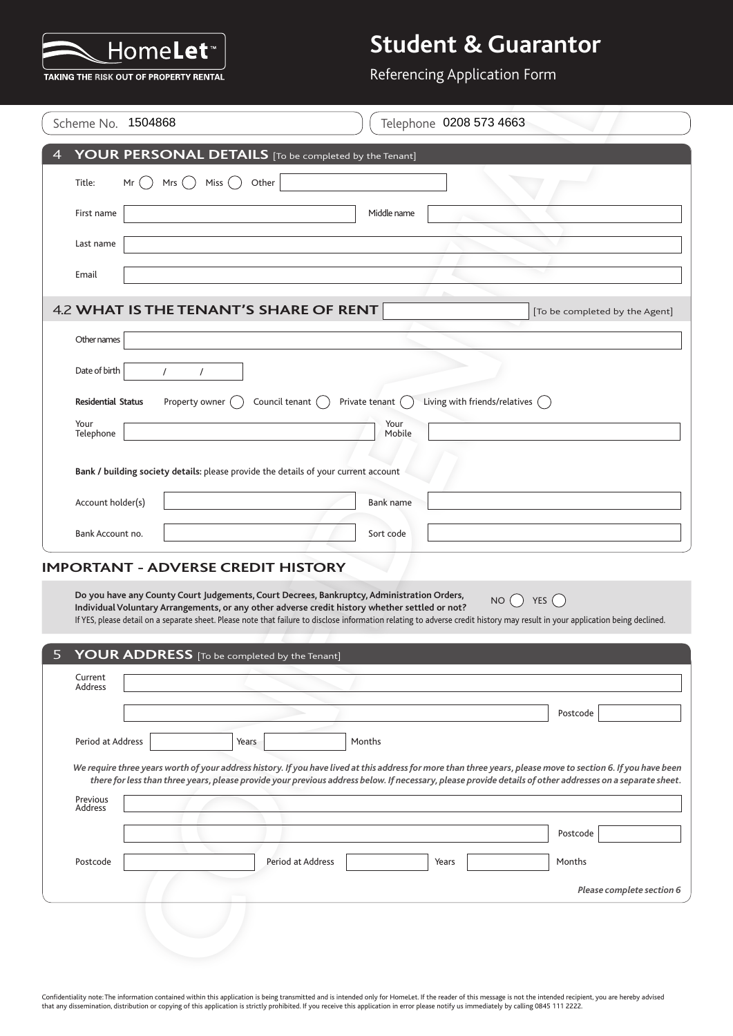HomeLet™

TAKING THE RISK OUT OF PROPERTY RENTAL

# Student & Guarantor

Referencing Application Form

Scheme No. 1504868

Telephone 0208 573 4663

## 4 YOUR PERSONAL DETAILS [To be completed by the Tenant]

Title: Mr ◯ Mrs ◯ Miss ◯ Other

First name

Middle name

Last name

Email

## 4.2 WHAT IS THE TENANT'S SHARE OF RENT [To be completed by the Agent]

Other names

Date of birth / /

**Residential Status** Property owner ◯ Council tenant ◯ Private tenant ◯ Living with friends/relatives ◯

Your Telephone

Your Mobile

**Bank / building society details:** please provide the details of your current account

Account holder(s)

Bank name

Bank Account no.

Sort code

## IMPORTANT - ADVERSE CREDIT HISTORY

**Do you have any County Court Judgements, Court Decrees, Bankruptcy, Administration Orders, Individual Voluntary Arrangements, or any other adverse credit history whether settled or not?** NO ◯ YES ◯

If YES, please detail on a separate sheet. Please note that failure to disclose information relating to adverse credit history may result in your application being declined.

## 5 YOUR ADDRESS [To be completed by the Tenant]

Current Address

Postcode

Period at Address Years Months

*We require three years worth of your address history. If you have lived at this address for more than three years, please move to section 6. If you have been there for less than three years, please provide your previous address below. If necessary, please provide details of other addresses on a separate sheet.*

Previous Address

Postcode

Postcode Period at Address Years Months

***Please complete section 6***

Confidentiality note: The information contained within this application is being transmitted and is intended only for HomeLet. If the reader of this message is not the intended recipient, you are hereby advised that any dissemination, distribution or copying of this application is strictly prohibited. If you receive this application in error please notify us immediately by calling 0845 111 2222.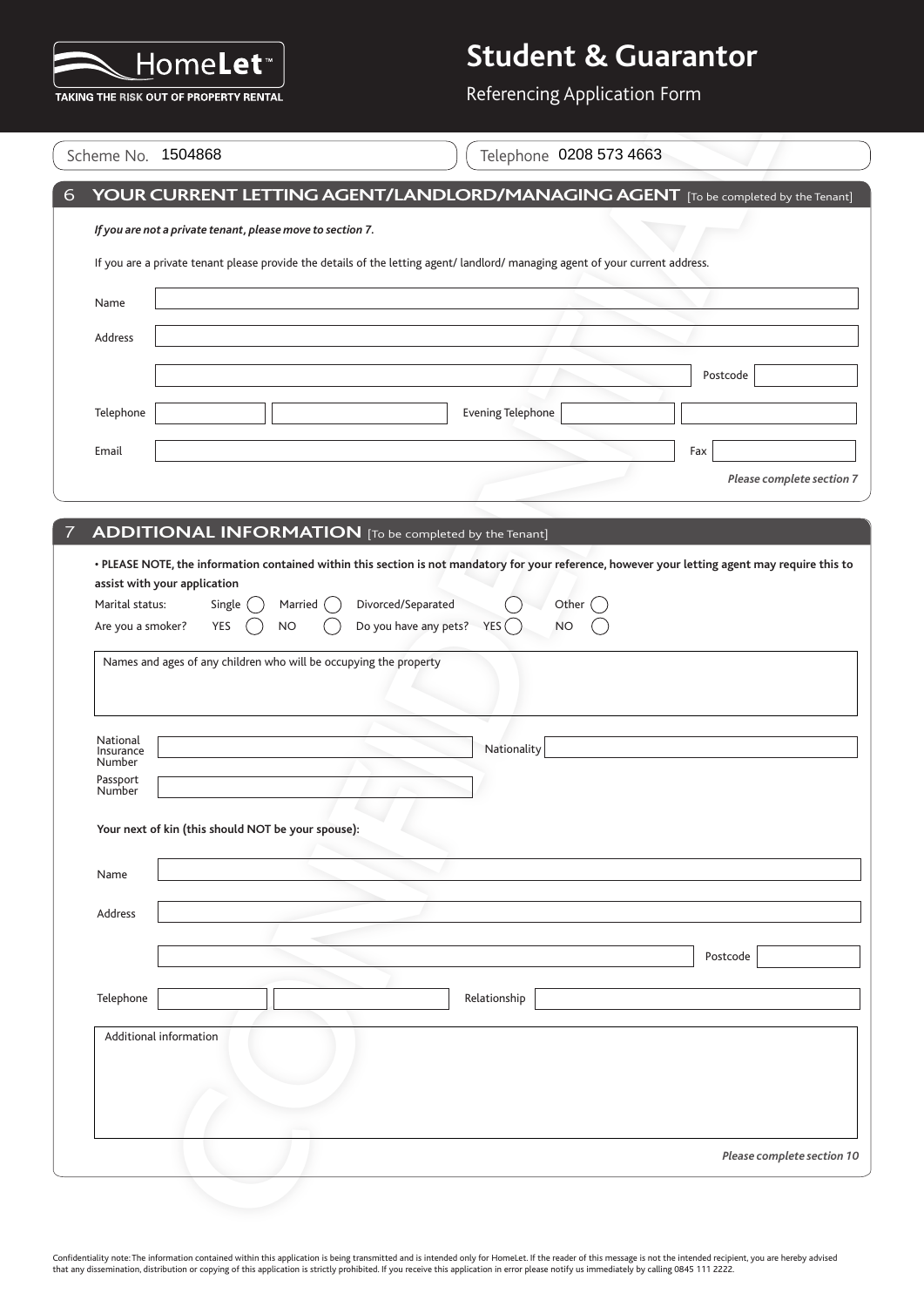# HomeLet™

TAKING THE RISK OUT OF PROPERTY RENTAL

# Student & Guarantor

Referencing Application Form

Scheme No. 1504868

Telephone 0208 573 4663

## 6 YOUR CURRENT LETTING AGENT/LANDLORD/MANAGING AGENT [To be completed by the Tenant]

***If you are not a private tenant, please move to section 7.***

If you are a private tenant please provide the details of the letting agent/ landlord/ managing agent of your current address.

Name

Address

Postcode

Telephone

Evening Telephone

Email

Fax

***Please complete section 7***

## 7 ADDITIONAL INFORMATION [To be completed by the Tenant]

**• PLEASE NOTE, the information contained within this section is not mandatory for your reference, however your letting agent may require this to assist with your application**

Marital status: Single ◯ Married ◯ Divorced/Separated ◯ Other ◯

Are you a smoker? YES ◯ NO ◯ Do you have any pets? YES ◯ NO ◯

Names and ages of any children who will be occupying the property

National Insurance Number

Nationality

Passport Number

**Your next of kin (this should NOT be your spouse):**

Name

Address

Postcode

Telephone

Relationship

Additional information

***Please complete section 10***

Confidentiality note: The information contained within this application is being transmitted and is intended only for HomeLet. If the reader of this message is not the intended recipient, you are hereby advised that any dissemination, distribution or copying of this application is strictly prohibited. If you receive this application in error please notify us immediately by calling 0845 111 2222.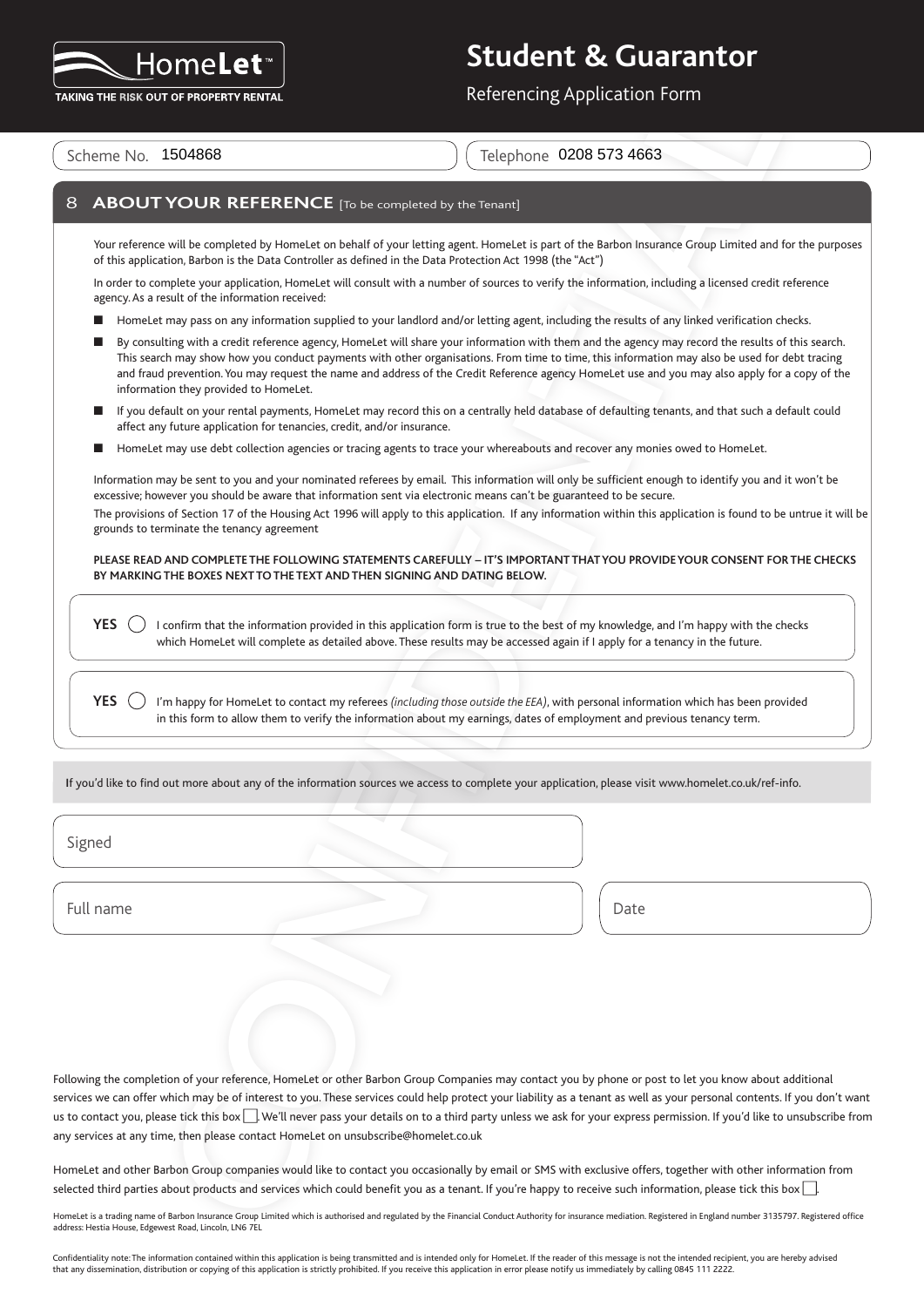# Student & Guarantor

Referencing Application Form

Scheme No. 1504868 | Telephone 0208 573 4663

## 8 ABOUT YOUR REFERENCE [To be completed by the Tenant]

Your reference will be completed by HomeLet on behalf of your letting agent. HomeLet is part of the Barbon Insurance Group Limited and for the purposes of this application, Barbon is the Data Controller as defined in the Data Protection Act 1998 (the "Act")

In order to complete your application, HomeLet will consult with a number of sources to verify the information, including a licensed credit reference agency. As a result of the information received:

- HomeLet may pass on any information supplied to your landlord and/or letting agent, including the results of any linked verification checks.
- By consulting with a credit reference agency, HomeLet will share your information with them and the agency may record the results of this search. This search may show how you conduct payments with other organisations. From time to time, this information may also be used for debt tracing and fraud prevention. You may request the name and address of the Credit Reference agency HomeLet use and you may also apply for a copy of the information they provided to HomeLet.
- If you default on your rental payments, HomeLet may record this on a centrally held database of defaulting tenants, and that such a default could affect any future application for tenancies, credit, and/or insurance.
- HomeLet may use debt collection agencies or tracing agents to trace your whereabouts and recover any monies owed to HomeLet.

Information may be sent to you and your nominated referees by email. This information will only be sufficient enough to identify you and it won't be excessive; however you should be aware that information sent via electronic means can't be guaranteed to be secure.

The provisions of Section 17 of the Housing Act 1996 will apply to this application. If any information within this application is found to be untrue it will be grounds to terminate the tenancy agreement

**PLEASE READ AND COMPLETE THE FOLLOWING STATEMENTS CAREFULLY – IT'S IMPORTANT THAT YOU PROVIDE YOUR CONSENT FOR THE CHECKS BY MARKING THE BOXES NEXT TO THE TEXT AND THEN SIGNING AND DATING BELOW.**

**YES** ◯ I confirm that the information provided in this application form is true to the best of my knowledge, and I'm happy with the checks which HomeLet will complete as detailed above. These results may be accessed again if I apply for a tenancy in the future.

**YES** ◯ I'm happy for HomeLet to contact my referees *(including those outside the EEA)*, with personal information which has been provided in this form to allow them to verify the information about my earnings, dates of employment and previous tenancy term.

If you'd like to find out more about any of the information sources we access to complete your application, please visit www.homelet.co.uk/ref-info.

Signed

Full name

Date

Following the completion of your reference, HomeLet or other Barbon Group Companies may contact you by phone or post to let you know about additional services we can offer which may be of interest to you. These services could help protect your liability as a tenant as well as your personal contents. If you don't want us to contact you, please tick this box ☐. We'll never pass your details on to a third party unless we ask for your express permission. If you'd like to unsubscribe from any services at any time, then please contact HomeLet on unsubscribe@homelet.co.uk

HomeLet and other Barbon Group companies would like to contact you occasionally by email or SMS with exclusive offers, together with other information from selected third parties about products and services which could benefit you as a tenant. If you're happy to receive such information, please tick this box ☐.

HomeLet is a trading name of Barbon Insurance Group Limited which is authorised and regulated by the Financial Conduct Authority for insurance mediation. Registered in England number 3135797. Registered office address: Hestia House, Edgewest Road, Lincoln, LN6 7EL

Confidentiality note: The information contained within this application is being transmitted and is intended only for HomeLet. If the reader of this message is not the intended recipient, you are hereby advised that any dissemination, distribution or copying of this application is strictly prohibited. If you receive this application in error please notify us immediately by calling 0845 111 2222.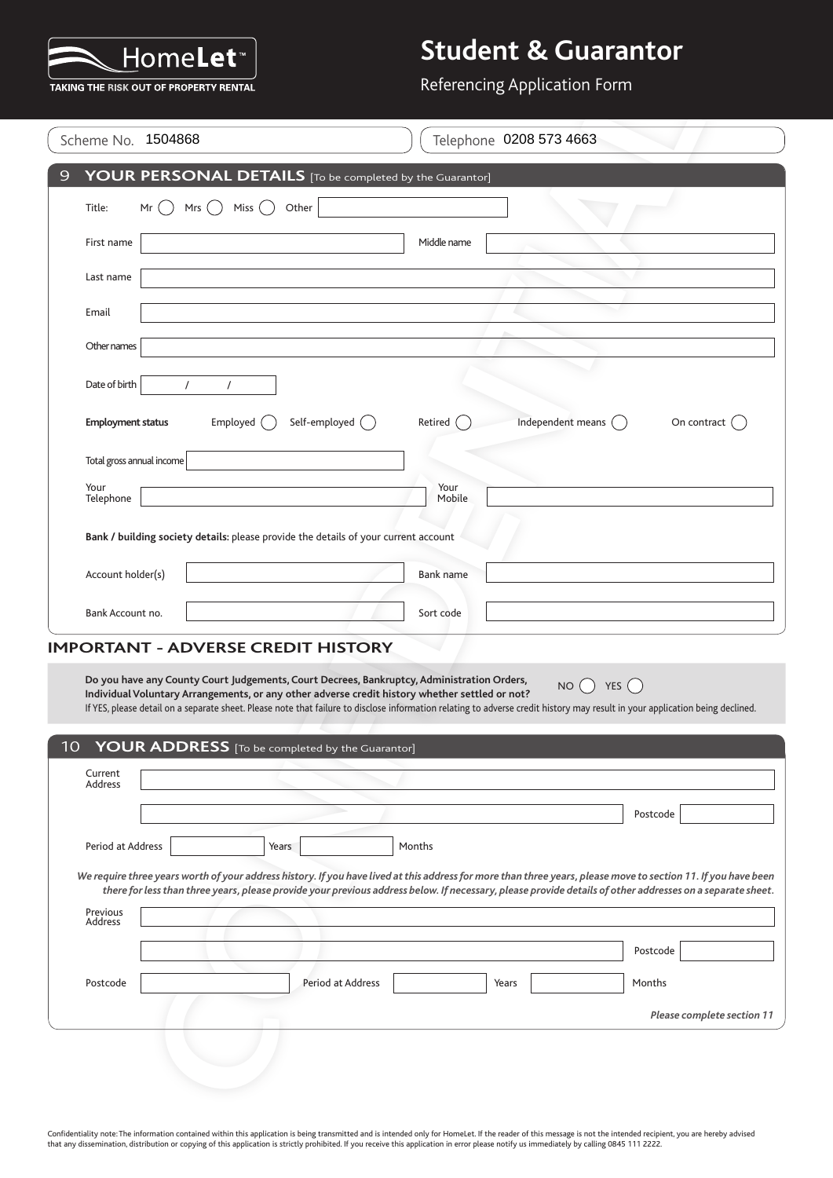# HomeLet™

TAKING THE RISK OUT OF PROPERTY RENTAL

# Student & Guarantor

Referencing Application Form

Scheme No. 1504868

Telephone 0208 573 4663

## 9 YOUR PERSONAL DETAILS [To be completed by the Guarantor]

Title: Mr ◯ Mrs ◯ Miss ◯ Other

First name

Middle name

Last name

Email

Other names

Date of birth / /

**Employment status** Employed ◯ Self-employed ◯ Retired ◯ Independent means ◯ On contract ◯

Total gross annual income

Your Telephone

Your Mobile

**Bank / building society details:** please provide the details of your current account

Account holder(s)

Bank name

Bank Account no.

Sort code

## IMPORTANT - ADVERSE CREDIT HISTORY

**Do you have any County Court Judgements, Court Decrees, Bankruptcy, Administration Orders, Individual Voluntary Arrangements, or any other adverse credit history whether settled or not?** NO ◯ YES ◯

If YES, please detail on a separate sheet. Please note that failure to disclose information relating to adverse credit history may result in your application being declined.

## 10 YOUR ADDRESS [To be completed by the Guarantor]

Current Address

Postcode

Period at Address Years Months

*We require three years worth of your address history. If you have lived at this address for more than three years, please move to section 11. If you have been there for less than three years, please provide your previous address below. If necessary, please provide details of other addresses on a separate sheet.*

Previous Address

Postcode

Postcode

Period at Address Years Months

***Please complete section 11***

Confidentiality note: The information contained within this application is being transmitted and is intended only for HomeLet. If the reader of this message is not the intended recipient, you are hereby advised that any dissemination, distribution or copying of this application is strictly prohibited. If you receive this application in error please notify us immediately by calling 0845 111 2222.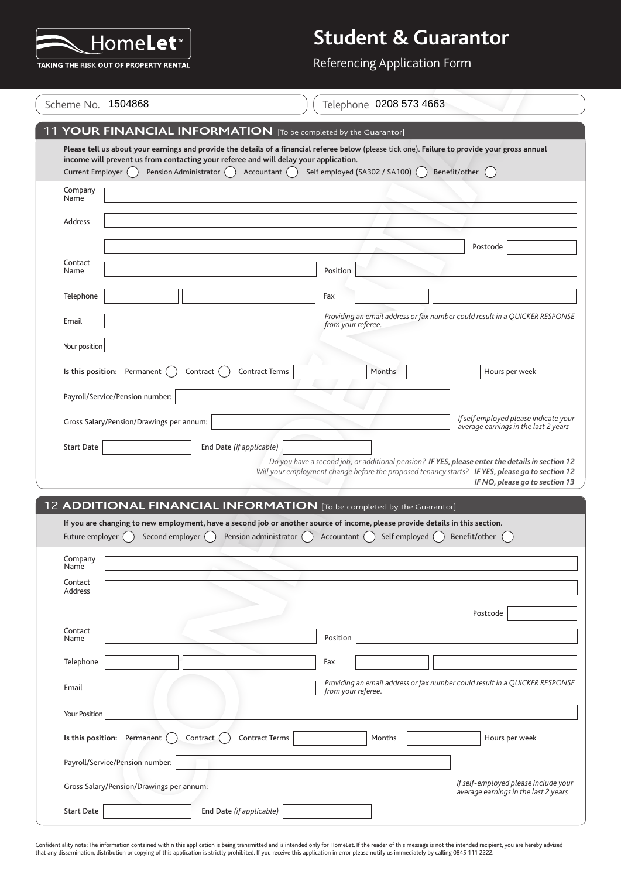HomeLet™

TAKING THE RISK OUT OF PROPERTY RENTAL

# Student & Guarantor

Referencing Application Form

Scheme No. 1504868

Telephone 0208 573 4663

## 11 YOUR FINANCIAL INFORMATION [To be completed by the Guarantor]

**Please tell us about your earnings and provide the details of a financial referee below** (please tick one). **Failure to provide your gross annual income will prevent us from contacting your referee and will delay your application.**

Current Employer ( ) Pension Administrator ( ) Accountant ( ) Self employed (SA302 / SA100) ( ) Benefit/other ( )

Company Name

Address

Postcode

Contact Name

Position

Telephone

Fax

Email

*Providing an email address or fax number could result in a QUICKER RESPONSE from your referee.*

Your position

**Is this position:** Permanent ( ) Contract ( ) Contract Terms Months Hours per week

Payroll/Service/Pension number:

Gross Salary/Pension/Drawings per annum:

*If self employed please indicate your average earnings in the last 2 years*

Start Date

End Date *(if applicable)*

*Do you have a second job, or additional pension?* ***IF YES, please enter the details in section 12***

*Will your employment change before the proposed tenancy starts?* ***IF YES, please go to section 12***

***IF NO, please go to section 13***

## 12 ADDITIONAL FINANCIAL INFORMATION [To be completed by the Guarantor]

**If you are changing to new employment, have a second job or another source of income, please provide details in this section.**

Future employer ( ) Second employer ( ) Pension administrator ( ) Accountant ( ) Self employed ( ) Benefit/other ( )

Company Name

Contact Address

Postcode

Contact Name

Position

Telephone

Fax

Email

*Providing an email address or fax number could result in a QUICKER RESPONSE from your referee.*

Your Position

**Is this position:** Permanent ( ) Contract ( ) Contract Terms Months Hours per week

Payroll/Service/Pension number:

Gross Salary/Pension/Drawings per annum:

*If self-employed please include your average earnings in the last 2 years*

Start Date

End Date *(if applicable)*

Confidentiality note: The information contained within this application is being transmitted and is intended only for HomeLet. If the reader of this message is not the intended recipient, you are hereby advised that any dissemination, distribution or copying of this application is strictly prohibited. If you receive this application in error please notify us immediately by calling 0845 111 2222.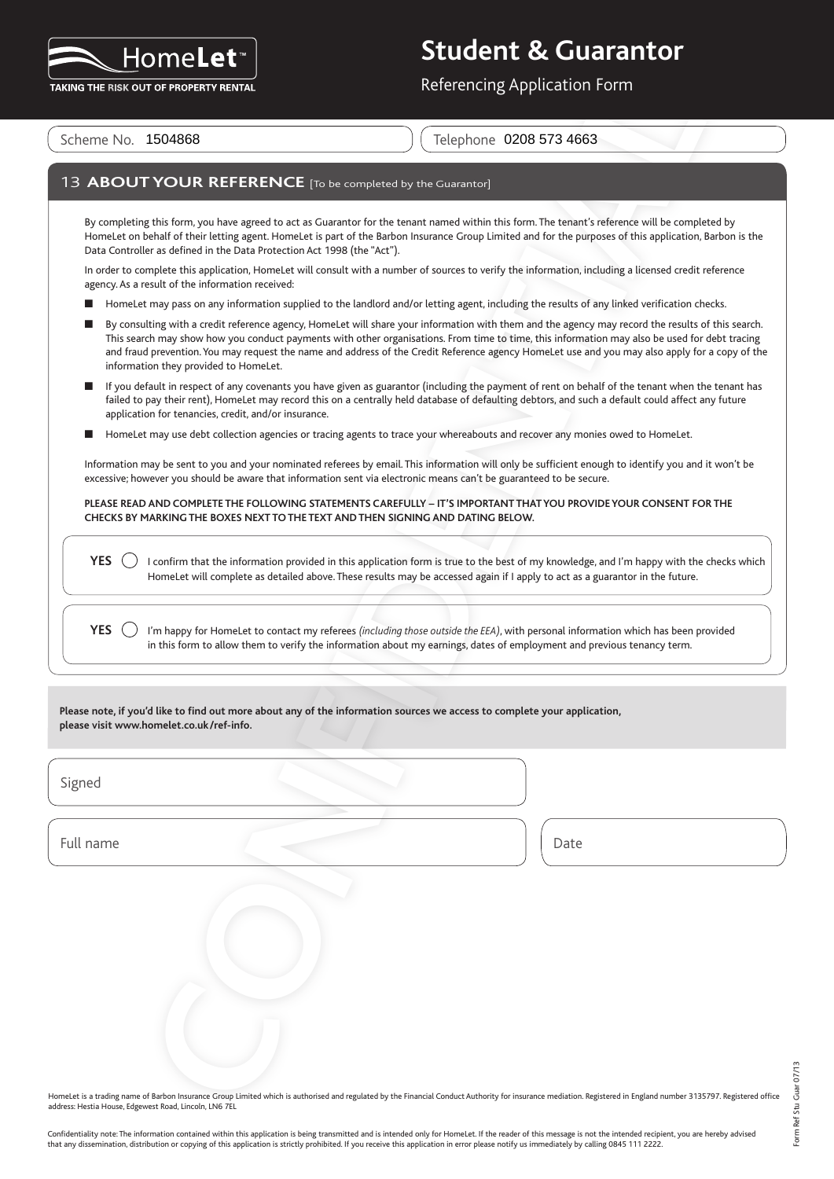# Student & Guarantor

Referencing Application Form

Scheme No. 1504868

Telephone 0208 573 4663

## 13 ABOUT YOUR REFERENCE [To be completed by the Guarantor]

By completing this form, you have agreed to act as Guarantor for the tenant named within this form. The tenant's reference will be completed by HomeLet on behalf of their letting agent. HomeLet is part of the Barbon Insurance Group Limited and for the purposes of this application, Barbon is the Data Controller as defined in the Data Protection Act 1998 (the "Act").

In order to complete this application, HomeLet will consult with a number of sources to verify the information, including a licensed credit reference agency. As a result of the information received:

- HomeLet may pass on any information supplied to the landlord and/or letting agent, including the results of any linked verification checks.
- By consulting with a credit reference agency, HomeLet will share your information with them and the agency may record the results of this search. This search may show how you conduct payments with other organisations. From time to time, this information may also be used for debt tracing and fraud prevention. You may request the name and address of the Credit Reference agency HomeLet use and you may also apply for a copy of the information they provided to HomeLet.
- If you default in respect of any covenants you have given as guarantor (including the payment of rent on behalf of the tenant when the tenant has failed to pay their rent), HomeLet may record this on a centrally held database of defaulting debtors, and such a default could affect any future application for tenancies, credit, and/or insurance.
- HomeLet may use debt collection agencies or tracing agents to trace your whereabouts and recover any monies owed to HomeLet.

Information may be sent to you and your nominated referees by email. This information will only be sufficient enough to identify you and it won't be excessive; however you should be aware that information sent via electronic means can't be guaranteed to be secure.

**PLEASE READ AND COMPLETE THE FOLLOWING STATEMENTS CAREFULLY – IT'S IMPORTANT THAT YOU PROVIDE YOUR CONSENT FOR THE CHECKS BY MARKING THE BOXES NEXT TO THE TEXT AND THEN SIGNING AND DATING BELOW.**

**YES** ◯ I confirm that the information provided in this application form is true to the best of my knowledge, and I'm happy with the checks which HomeLet will complete as detailed above. These results may be accessed again if I apply to act as a guarantor in the future.

**YES** ◯ I'm happy for HomeLet to contact my referees *(including those outside the EEA)*, with personal information which has been provided in this form to allow them to verify the information about my earnings, dates of employment and previous tenancy term.

**Please note, if you'd like to find out more about any of the information sources we access to complete your application, please visit www.homelet.co.uk/ref-info.**

Signed

Full name

Date

HomeLet is a trading name of Barbon Insurance Group Limited which is authorised and regulated by the Financial Conduct Authority for insurance mediation. Registered in England number 3135797. Registered office address: Hestia House, Edgewest Road, Lincoln, LN6 7EL

Confidentiality note: The information contained within this application is being transmitted and is intended only for HomeLet. If the reader of this message is not the intended recipient, you are hereby advised that any dissemination, distribution or copying of this application is strictly prohibited. If you receive this application in error please notify us immediately by calling 0845 111 2222.

Form Ref Stu Guar 07/13